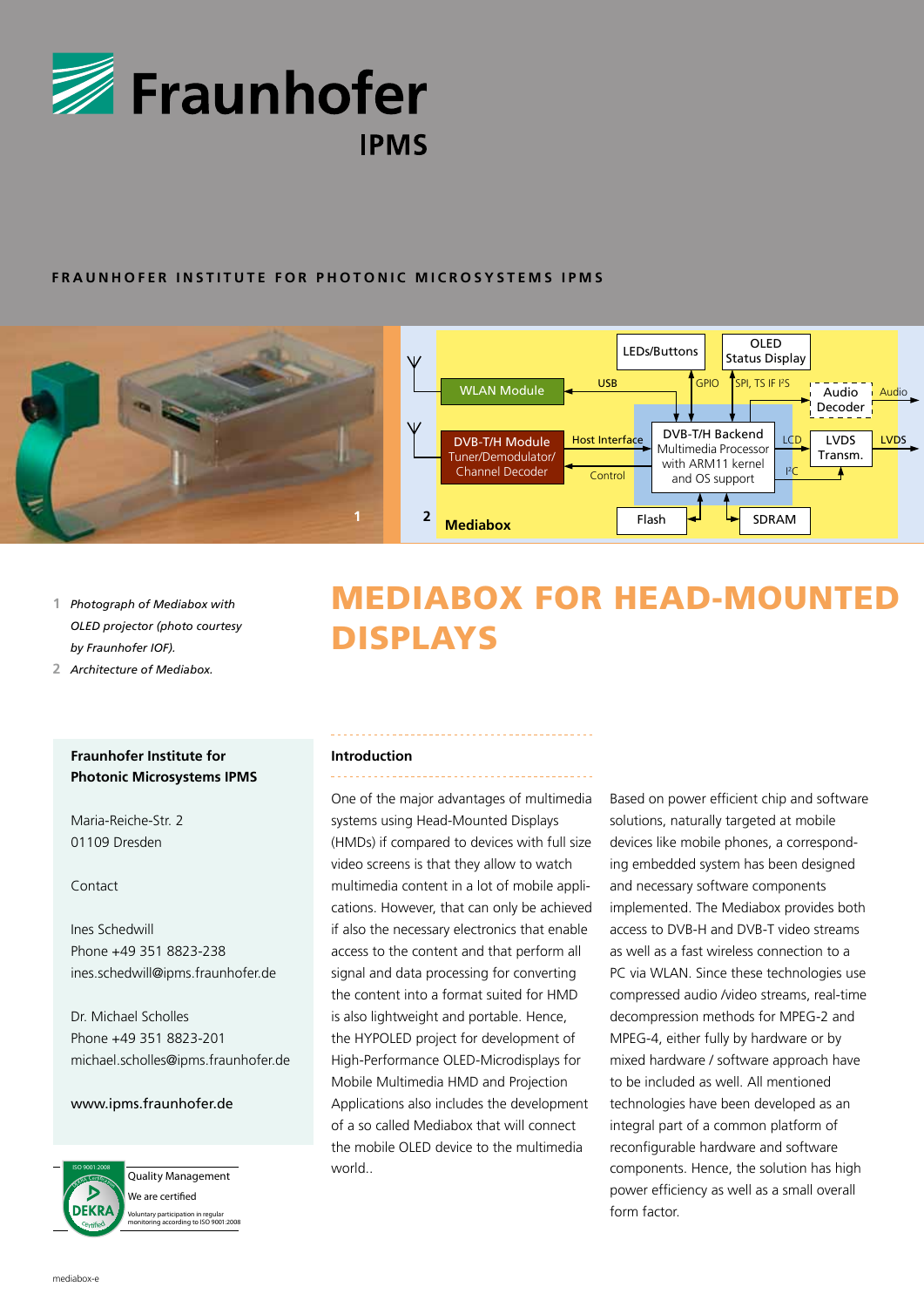# Fraunhofer IPMS

FRAUNHOFER INSTITUTE FOR PHOTONIC MICROSYSTEMS IPMS

# MEDIABOX FOR HEAD-MOUNTED DISPLAYS

1 *Photograph of Mediabox with OLED projector (photo courtesy by Fraunhofer IOF).*

2 *Architecture of Mediabox.*

**Fraunhofer Institute for Photonic Microsystems IPMS**

Maria-Reiche-Str. 2
01109 Dresden

Contact

Ines Schedwill
Phone +49 351 8823-238
ines.schedwill@ipms.fraunhofer.de

Dr. Michael Scholles
Phone +49 351 8823-201
michael.scholles@ipms.fraunhofer.de

www.ipms.fraunhofer.de

Quality Management
We are certified
Voluntary participation in regular monitoring according to ISO 9001:2008

## Introduction

One of the major advantages of multimedia systems using Head-Mounted Displays (HMDs) if compared to devices with full size video screens is that they allow to watch multimedia content in a lot of mobile applications. However, that can only be achieved if also the necessary electronics that enable access to the content and that perform all signal and data processing for converting the content into a format suited for HMD is also lightweight and portable. Hence, the HYPOLED project for development of High-Performance OLED-Microdisplays for Mobile Multimedia HMD and Projection Applications also includes the development of a so called Mediabox that will connect the mobile OLED device to the multimedia world..

Based on power efficient chip and software solutions, naturally targeted at mobile devices like mobile phones, a corresponding embedded system has been designed and necessary software components implemented. The Mediabox provides both access to DVB-H and DVB-T video streams as well as a fast wireless connection to a PC via WLAN. Since these technologies use compressed audio /video streams, real-time decompression methods for MPEG-2 and MPEG-4, either fully by hardware or by mixed hardware / software approach have to be included as well. All mentioned technologies have been developed as an integral part of a common platform of reconfigurable hardware and software components. Hence, the solution has high power efficiency as well as a small overall form factor.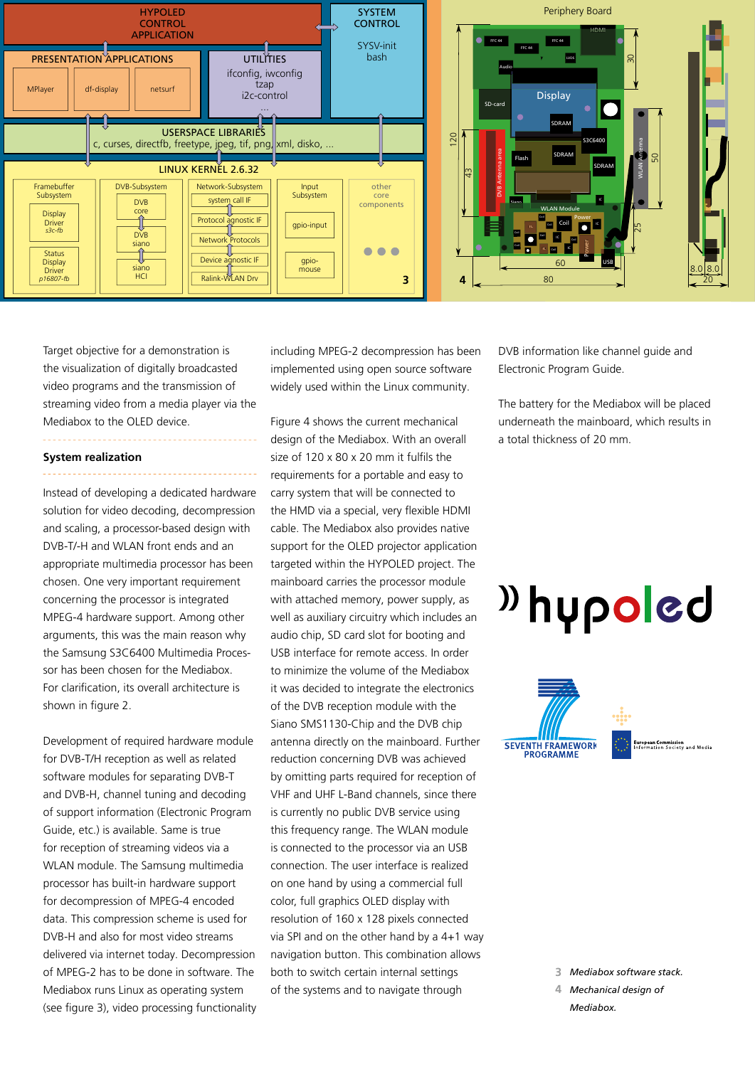HYPOLED CONTROL APPLICATION

SYSTEM CONTROL

SYSV-init
bash

PRESENTATION APPLICATIONS

MPlayer

df-display

netsurf

UTILITIES

ifconfig, iwconfig
tzap
i2c-control
...

USERSPACE LIBRARIES
c, curses, directfb, freetype, jpeg, tif, png, xml, disko, ...

LINUX KERNEL 2.6.32

Framebuffer Subsystem

Display Driver
s3c-fb

Status Display Driver
p16807-fb

DVB-Subsystem

DVB core

DVB siano

siano HCI

Network-Subsystem

system call IF

Protocol agnostic IF

Network Protocols

Device agnostic IF

Ralink-WLAN Drv

Input Subsystem

gpio-input

gpio-mouse

other core components

3

Periphery Board

4

Target objective for a demonstration is the visualization of digitally broadcasted video programs and the transmission of streaming video from a media player via the Mediabox to the OLED device.

## System realization

Instead of developing a dedicated hardware solution for video decoding, decompression and scaling, a processor-based design with DVB-T/-H and WLAN front ends and an appropriate multimedia processor has been chosen. One very important requirement concerning the processor is integrated MPEG-4 hardware support. Among other arguments, this was the main reason why the Samsung S3C6400 Multimedia Processor has been chosen for the Mediabox. For clarification, its overall architecture is shown in figure 2.

Development of required hardware module for DVB-T/H reception as well as related software modules for separating DVB-T and DVB-H, channel tuning and decoding of support information (Electronic Program Guide, etc.) is available. Same is true for reception of streaming videos via a WLAN module. The Samsung multimedia processor has built-in hardware support for decompression of MPEG-4 encoded data. This compression scheme is used for DVB-H and also for most video streams delivered via internet today. Decompression of MPEG-2 has to be done in software. The Mediabox runs Linux as operating system (see figure 3), video processing functionality including MPEG-2 decompression has been implemented using open source software widely used within the Linux community.

Figure 4 shows the current mechanical design of the Mediabox. With an overall size of 120 x 80 x 20 mm it fulfils the requirements for a portable and easy to carry system that will be connected to the HMD via a special, very flexible HDMI cable. The Mediabox also provides native support for the OLED projector application targeted within the HYPOLED project. The mainboard carries the processor module with attached memory, power supply, as well as auxiliary circuitry which includes an audio chip, SD card slot for booting and USB interface for remote access. In order to minimize the volume of the Mediabox it was decided to integrate the electronics of the DVB reception module with the Siano SMS1130-Chip and the DVB chip antenna directly on the mainboard. Further reduction concerning DVB was achieved by omitting parts required for reception of VHF and UHF L-Band channels, since there is currently no public DVB service using this frequency range. The WLAN module is connected to the processor via an USB connection. The user interface is realized on one hand by using a commercial full color, full graphics OLED display with resolution of 160 x 128 pixels connected via SPI and on the other hand by a 4+1 way navigation button. This combination allows both to switch certain internal settings of the systems and to navigate through DVB information like channel guide and Electronic Program Guide.

The battery for the Mediabox will be placed underneath the mainboard, which results in a total thickness of 20 mm.

3 *Mediabox software stack.*

4 *Mechanical design of Mediabox.*